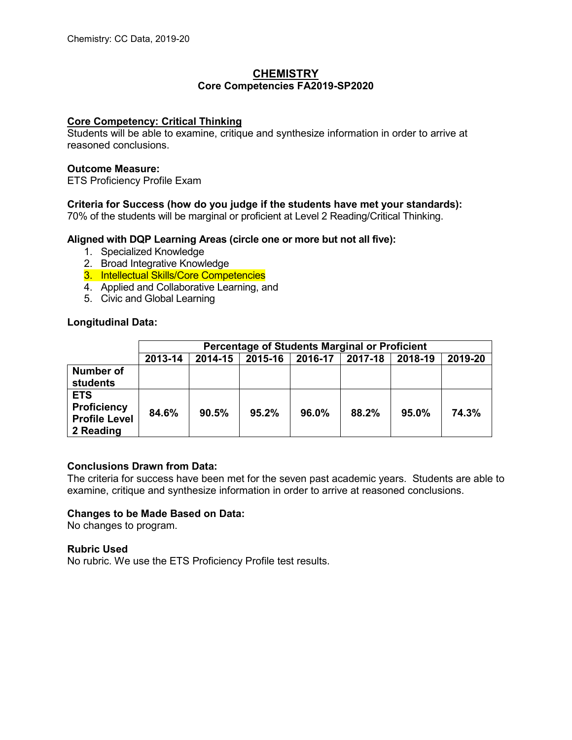# CHEMISTRY

## Core Competencies FA2019-SP2020

**Core Competency: Critical Thinking**

Students will be able to examine, critique and synthesize information in order to arrive at reasoned conclusions.

**Outcome Measure:**

ETS Proficiency Profile Exam

**Criteria for Success (how do you judge if the students have met your standards):**

70% of the students will be marginal or proficient at Level 2 Reading/Critical Thinking.

**Aligned with DQP Learning Areas (circle one or more but not all five):**

1. Specialized Knowledge
2. Broad Integrative Knowledge
3. Intellectual Skills/Core Competencies
4. Applied and Collaborative Learning, and
5. Civic and Global Learning

**Longitudinal Data:**

| | Percentage of Students Marginal or Proficient | | | | | | |
|---|---|---|---|---|---|---|---|
| | 2013-14 | 2014-15 | 2015-16 | 2016-17 | 2017-18 | 2018-19 | 2019-20 |
| **Number of students** | | | | | | | |
| **ETS Proficiency Profile Level 2 Reading** | **84.6%** | **90.5%** | **95.2%** | **96.0%** | **88.2%** | **95.0%** | **74.3%** |

**Conclusions Drawn from Data:**

The criteria for success have been met for the seven past academic years. Students are able to examine, critique and synthesize information in order to arrive at reasoned conclusions.

**Changes to be Made Based on Data:**

No changes to program.

**Rubric Used**

No rubric. We use the ETS Proficiency Profile test results.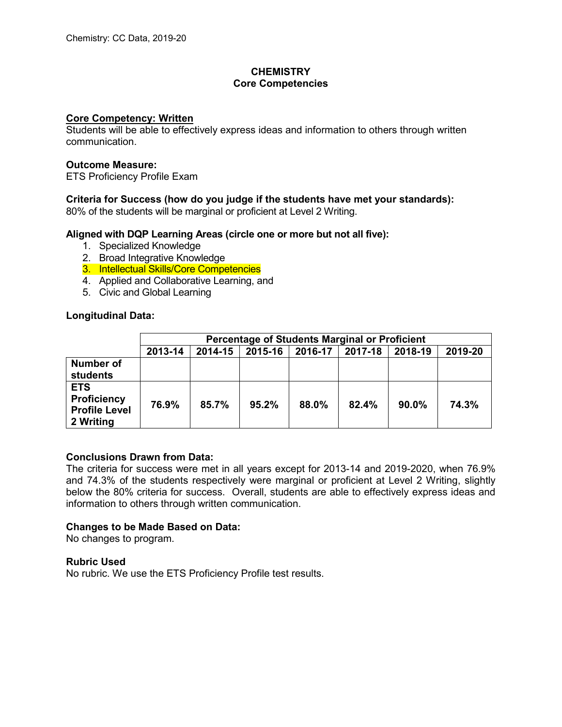# CHEMISTRY
## Core Competencies

**Core Competency: Written**

Students will be able to effectively express ideas and information to others through written communication.

**Outcome Measure:**

ETS Proficiency Profile Exam

**Criteria for Success (how do you judge if the students have met your standards):**

80% of the students will be marginal or proficient at Level 2 Writing.

**Aligned with DQP Learning Areas (circle one or more but not all five):**

1. Specialized Knowledge
2. Broad Integrative Knowledge
3. Intellectual Skills/Core Competencies
4. Applied and Collaborative Learning, and
5. Civic and Global Learning

**Longitudinal Data:**

| | Percentage of Students Marginal or Proficient | | | | | | |
|---|---|---|---|---|---|---|---|
| | **2013-14** | **2014-15** | **2015-16** | **2016-17** | **2017-18** | **2018-19** | **2019-20** |
| **Number of students** | | | | | | | |
| **ETS Proficiency Profile Level 2 Writing** | **76.9%** | **85.7%** | **95.2%** | **88.0%** | **82.4%** | **90.0%** | **74.3%** |

**Conclusions Drawn from Data:**

The criteria for success were met in all years except for 2013-14 and 2019-2020, when 76.9% and 74.3% of the students respectively were marginal or proficient at Level 2 Writing, slightly below the 80% criteria for success. Overall, students are able to effectively express ideas and information to others through written communication.

**Changes to be Made Based on Data:**

No changes to program.

**Rubric Used**

No rubric. We use the ETS Proficiency Profile test results.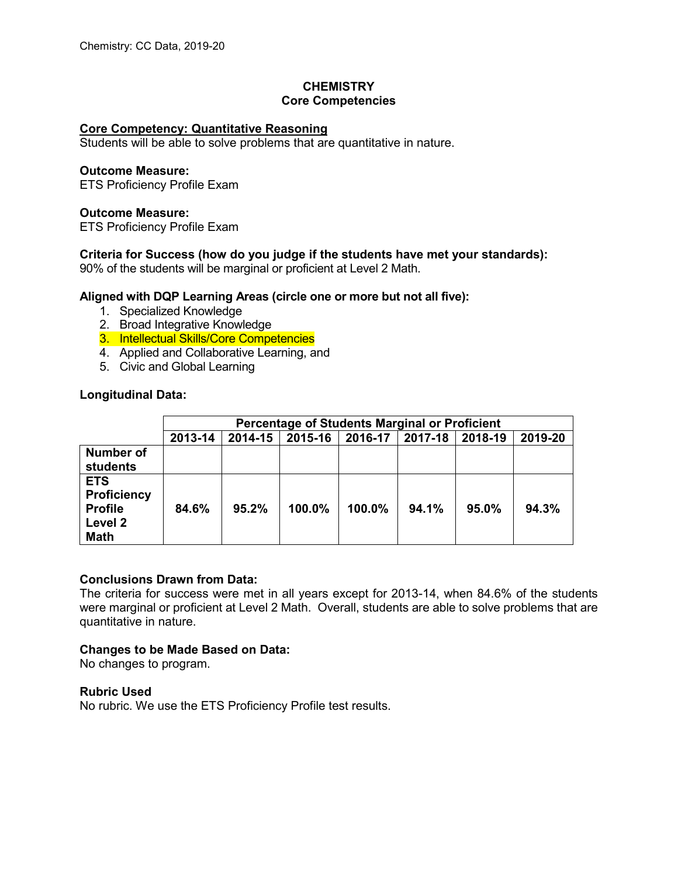## CHEMISTRY
## Core Competencies

**Core Competency: Quantitative Reasoning**
Students will be able to solve problems that are quantitative in nature.

**Outcome Measure:**
ETS Proficiency Profile Exam

**Outcome Measure:**
ETS Proficiency Profile Exam

**Criteria for Success (how do you judge if the students have met your standards):**
90% of the students will be marginal or proficient at Level 2 Math.

**Aligned with DQP Learning Areas (circle one or more but not all five):**

1. Specialized Knowledge
2. Broad Integrative Knowledge
3. Intellectual Skills/Core Competencies
4. Applied and Collaborative Learning, and
5. Civic and Global Learning

**Longitudinal Data:**

| | Percentage of Students Marginal or Proficient | | | | | | |
|---|---|---|---|---|---|---|---|
| | **2013-14** | **2014-15** | **2015-16** | **2016-17** | **2017-18** | **2018-19** | **2019-20** |
| **Number of students** | | | | | | | |
| **ETS Proficiency Profile Level 2 Math** | **84.6%** | **95.2%** | **100.0%** | **100.0%** | **94.1%** | **95.0%** | **94.3%** |

**Conclusions Drawn from Data:**
The criteria for success were met in all years except for 2013-14, when 84.6% of the students were marginal or proficient at Level 2 Math. Overall, students are able to solve problems that are quantitative in nature.

**Changes to be Made Based on Data:**
No changes to program.

**Rubric Used**
No rubric. We use the ETS Proficiency Profile test results.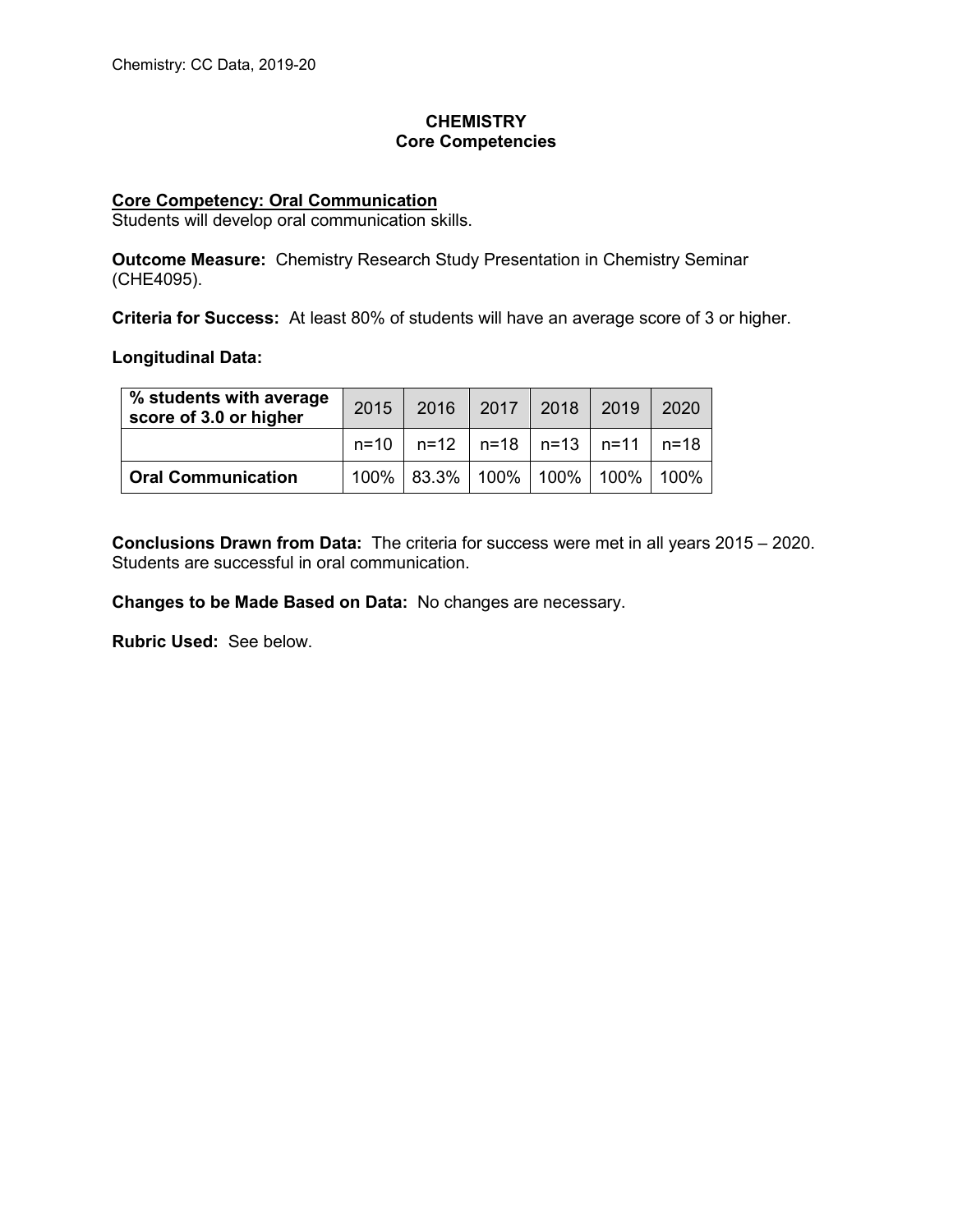# CHEMISTRY
## Core Competencies

**Core Competency: Oral Communication**
Students will develop oral communication skills.

**Outcome Measure:** Chemistry Research Study Presentation in Chemistry Seminar (CHE4095).

**Criteria for Success:** At least 80% of students will have an average score of 3 or higher.

**Longitudinal Data:**

| % students with average score of 3.0 or higher | 2015 | 2016 | 2017 | 2018 | 2019 | 2020 |
|---|---|---|---|---|---|---|
| | n=10 | n=12 | n=18 | n=13 | n=11 | n=18 |
| **Oral Communication** | 100% | 83.3% | 100% | 100% | 100% | 100% |

**Conclusions Drawn from Data:** The criteria for success were met in all years 2015 – 2020. Students are successful in oral communication.

**Changes to be Made Based on Data:** No changes are necessary.

**Rubric Used:** See below.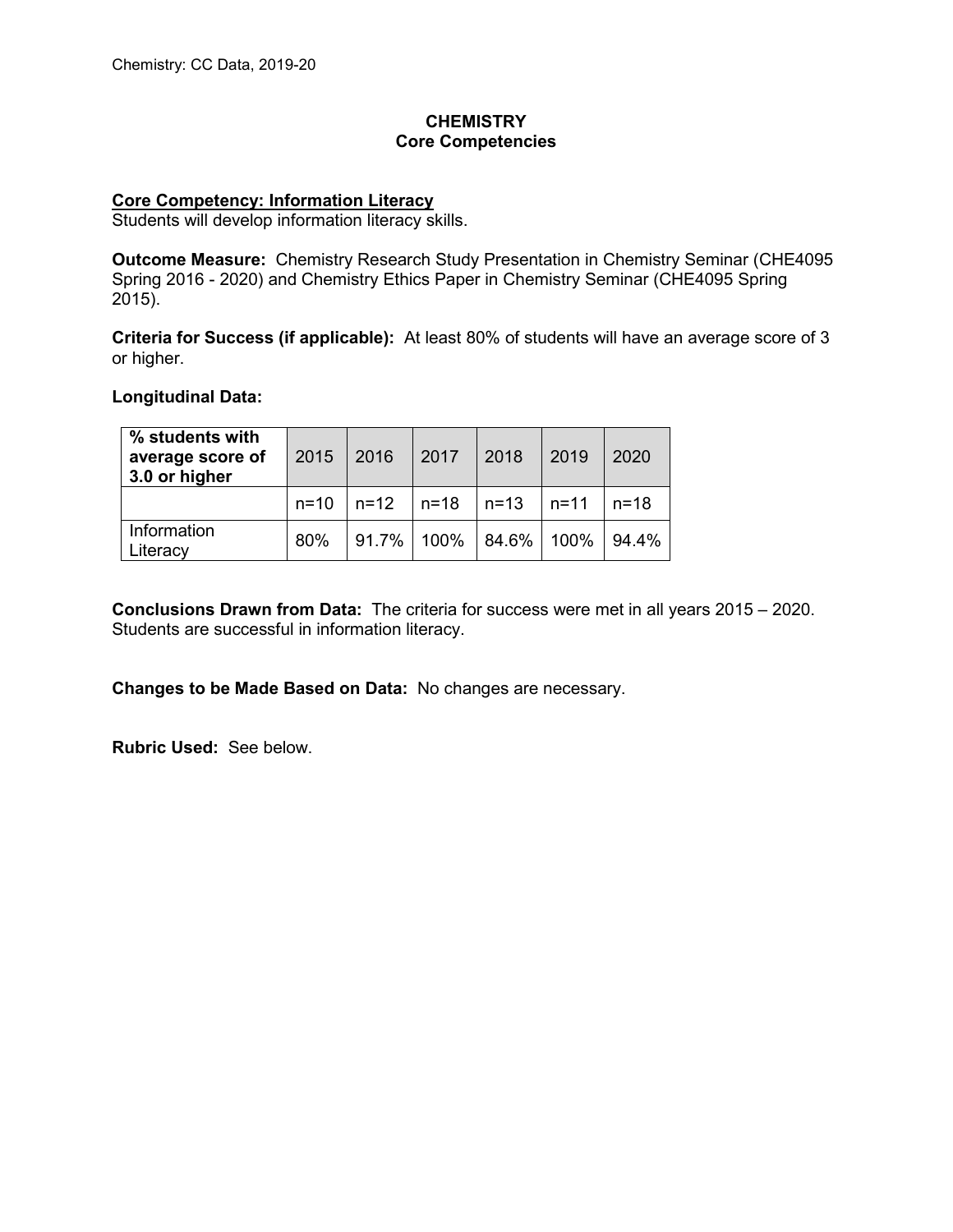# CHEMISTRY
## Core Competencies

**Core Competency: Information Literacy**
Students will develop information literacy skills.

**Outcome Measure:** Chemistry Research Study Presentation in Chemistry Seminar (CHE4095 Spring 2016 - 2020) and Chemistry Ethics Paper in Chemistry Seminar (CHE4095 Spring 2015).

**Criteria for Success (if applicable):** At least 80% of students will have an average score of 3 or higher.

**Longitudinal Data:**

| % students with average score of 3.0 or higher | 2015 | 2016 | 2017 | 2018 | 2019 | 2020 |
|---|---|---|---|---|---|---|
| | n=10 | n=12 | n=18 | n=13 | n=11 | n=18 |
| Information Literacy | 80% | 91.7% | 100% | 84.6% | 100% | 94.4% |

**Conclusions Drawn from Data:** The criteria for success were met in all years 2015 – 2020. Students are successful in information literacy.

**Changes to be Made Based on Data:** No changes are necessary.

**Rubric Used:** See below.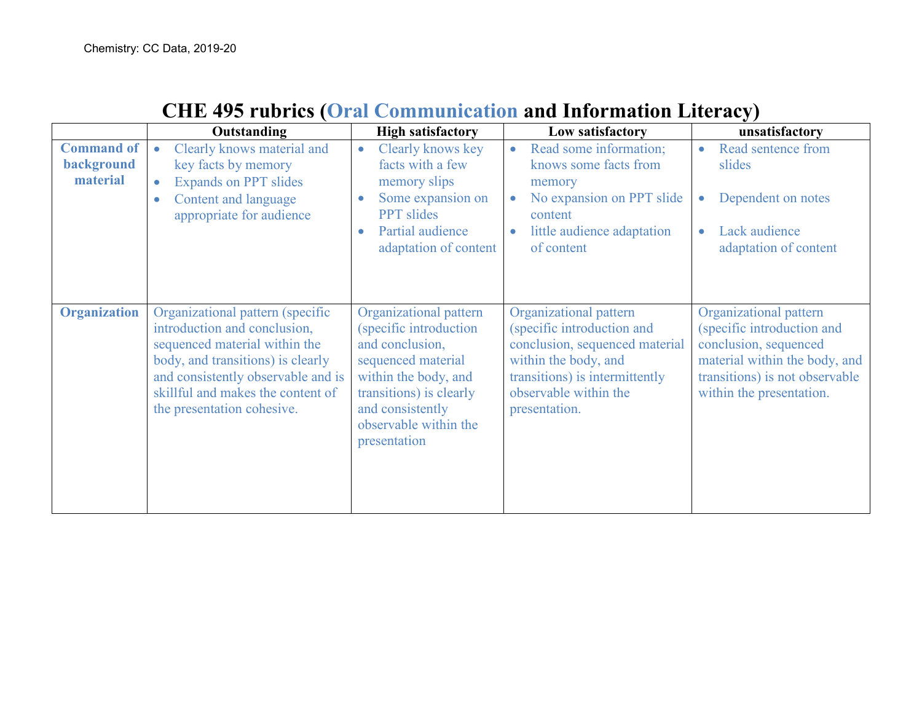# CHE 495 rubrics (Oral Communication and Information Literacy)

| | Outstanding | High satisfactory | Low satisfactory | unsatisfactory |
|---|---|---|---|---|
| **Command of background material** | • Clearly knows material and key facts by memory<br>• Expands on PPT slides<br>• Content and language appropriate for audience | • Clearly knows key facts with a few memory slips<br>• Some expansion on PPT slides<br>• Partial audience adaptation of content | • Read some information; knows some facts from memory<br>• No expansion on PPT slide content<br>• little audience adaptation of content | • Read sentence from slides<br>• Dependent on notes<br>• Lack audience adaptation of content |
| **Organization** | Organizational pattern (specific introduction and conclusion, sequenced material within the body, and transitions) is clearly and consistently observable and is skillful and makes the content of the presentation cohesive. | Organizational pattern (specific introduction and conclusion, sequenced material within the body, and transitions) is clearly and consistently observable within the presentation | Organizational pattern (specific introduction and conclusion, sequenced material within the body, and transitions) is intermittently observable within the presentation. | Organizational pattern (specific introduction and conclusion, sequenced material within the body, and transitions) is not observable within the presentation. |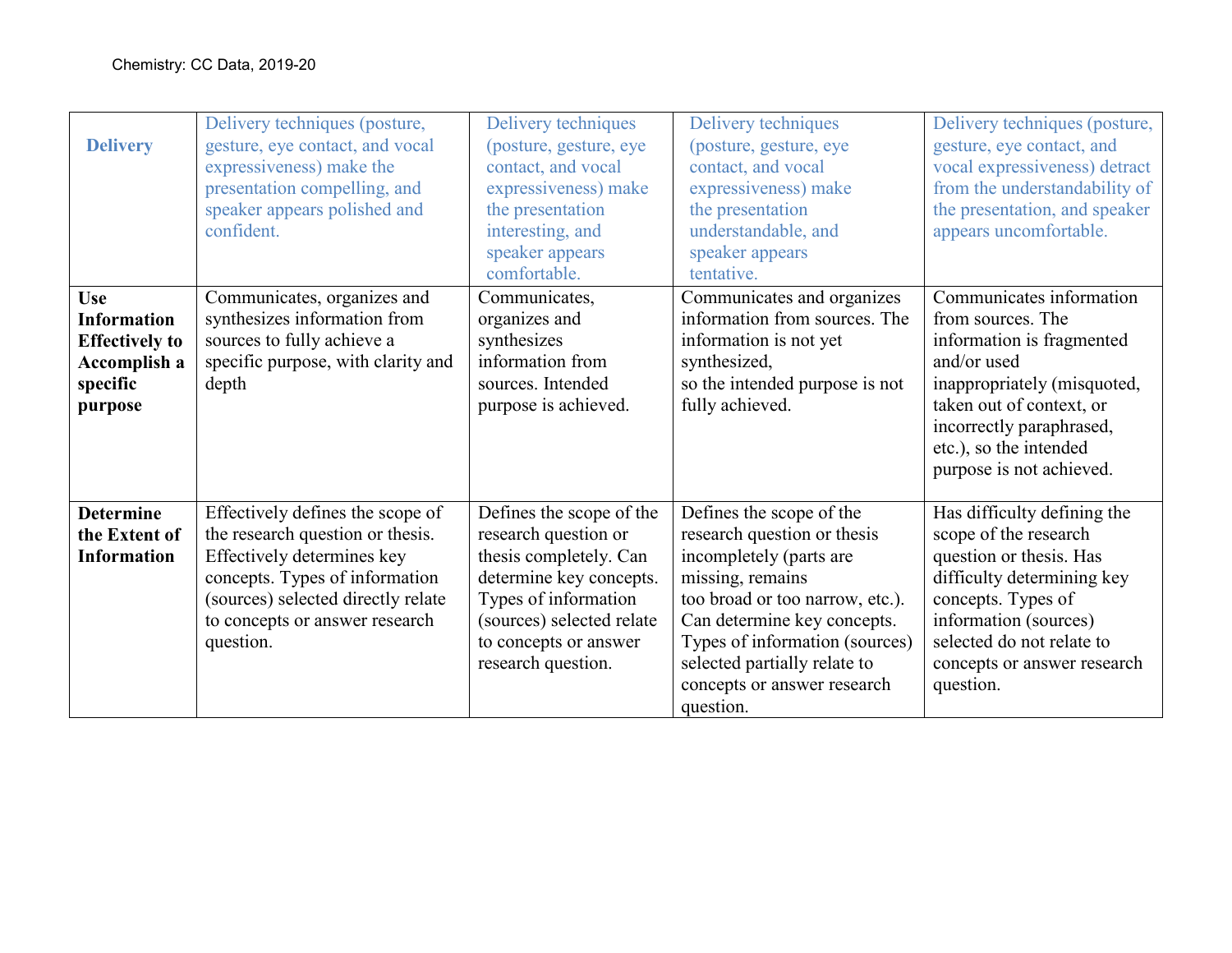| | | | | |
|---|---|---|---|---|
| **Delivery** | Delivery techniques (posture, gesture, eye contact, and vocal expressiveness) make the presentation compelling, and speaker appears polished and confident. | Delivery techniques (posture, gesture, eye contact, and vocal expressiveness) make the presentation interesting, and speaker appears comfortable. | Delivery techniques (posture, gesture, eye contact, and vocal expressiveness) make the presentation understandable, and speaker appears tentative. | Delivery techniques (posture, gesture, eye contact, and vocal expressiveness) detract from the understandability of the presentation, and speaker appears uncomfortable. |
| **Use Information Effectively to Accomplish a specific purpose** | Communicates, organizes and synthesizes information from sources to fully achieve a specific purpose, with clarity and depth | Communicates, organizes and synthesizes information from sources. Intended purpose is achieved. | Communicates and organizes information from sources. The information is not yet synthesized, so the intended purpose is not fully achieved. | Communicates information from sources. The information is fragmented and/or used inappropriately (misquoted, taken out of context, or incorrectly paraphrased, etc.), so the intended purpose is not achieved. |
| **Determine the Extent of Information** | Effectively defines the scope of the research question or thesis. Effectively determines key concepts. Types of information (sources) selected directly relate to concepts or answer research question. | Defines the scope of the research question or thesis completely. Can determine key concepts. Types of information (sources) selected relate to concepts or answer research question. | Defines the scope of the research question or thesis incompletely (parts are missing, remains too broad or too narrow, etc.). Can determine key concepts. Types of information (sources) selected partially relate to concepts or answer research question. | Has difficulty defining the scope of the research question or thesis. Has difficulty determining key concepts. Types of information (sources) selected do not relate to concepts or answer research question. |